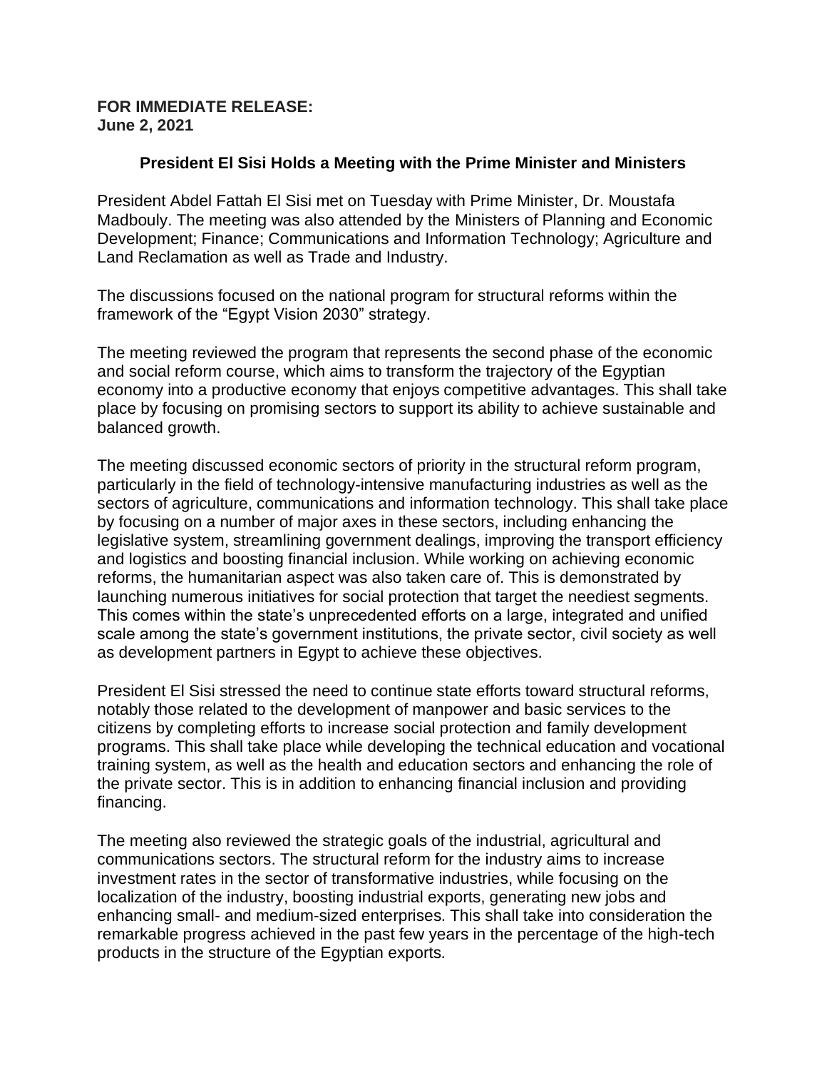**FOR IMMEDIATE RELEASE:**
**June 2, 2021**

## President El Sisi Holds a Meeting with the Prime Minister and Ministers

President Abdel Fattah El Sisi met on Tuesday with Prime Minister, Dr. Moustafa Madbouly. The meeting was also attended by the Ministers of Planning and Economic Development; Finance; Communications and Information Technology; Agriculture and Land Reclamation as well as Trade and Industry.

The discussions focused on the national program for structural reforms within the framework of the "Egypt Vision 2030" strategy.

The meeting reviewed the program that represents the second phase of the economic and social reform course, which aims to transform the trajectory of the Egyptian economy into a productive economy that enjoys competitive advantages. This shall take place by focusing on promising sectors to support its ability to achieve sustainable and balanced growth.

The meeting discussed economic sectors of priority in the structural reform program, particularly in the field of technology-intensive manufacturing industries as well as the sectors of agriculture, communications and information technology. This shall take place by focusing on a number of major axes in these sectors, including enhancing the legislative system, streamlining government dealings, improving the transport efficiency and logistics and boosting financial inclusion. While working on achieving economic reforms, the humanitarian aspect was also taken care of. This is demonstrated by launching numerous initiatives for social protection that target the neediest segments. This comes within the state's unprecedented efforts on a large, integrated and unified scale among the state's government institutions, the private sector, civil society as well as development partners in Egypt to achieve these objectives.

President El Sisi stressed the need to continue state efforts toward structural reforms, notably those related to the development of manpower and basic services to the citizens by completing efforts to increase social protection and family development programs. This shall take place while developing the technical education and vocational training system, as well as the health and education sectors and enhancing the role of the private sector. This is in addition to enhancing financial inclusion and providing financing.

The meeting also reviewed the strategic goals of the industrial, agricultural and communications sectors. The structural reform for the industry aims to increase investment rates in the sector of transformative industries, while focusing on the localization of the industry, boosting industrial exports, generating new jobs and enhancing small- and medium-sized enterprises. This shall take into consideration the remarkable progress achieved in the past few years in the percentage of the high-tech products in the structure of the Egyptian exports.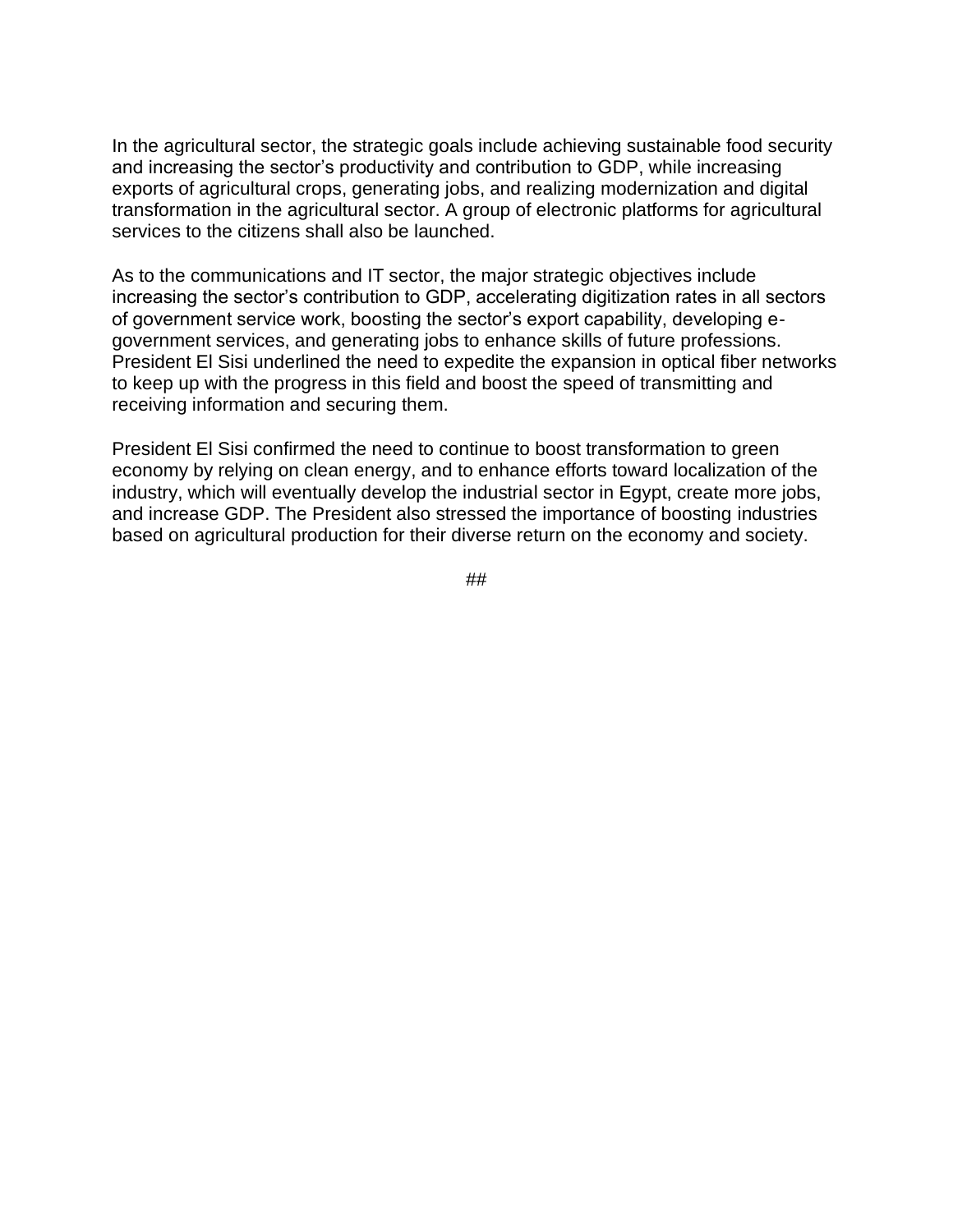In the agricultural sector, the strategic goals include achieving sustainable food security and increasing the sector's productivity and contribution to GDP, while increasing exports of agricultural crops, generating jobs, and realizing modernization and digital transformation in the agricultural sector. A group of electronic platforms for agricultural services to the citizens shall also be launched.

As to the communications and IT sector, the major strategic objectives include increasing the sector's contribution to GDP, accelerating digitization rates in all sectors of government service work, boosting the sector's export capability, developing e-government services, and generating jobs to enhance skills of future professions. President El Sisi underlined the need to expedite the expansion in optical fiber networks to keep up with the progress in this field and boost the speed of transmitting and receiving information and securing them.

President El Sisi confirmed the need to continue to boost transformation to green economy by relying on clean energy, and to enhance efforts toward localization of the industry, which will eventually develop the industrial sector in Egypt, create more jobs, and increase GDP. The President also stressed the importance of boosting industries based on agricultural production for their diverse return on the economy and society.

##